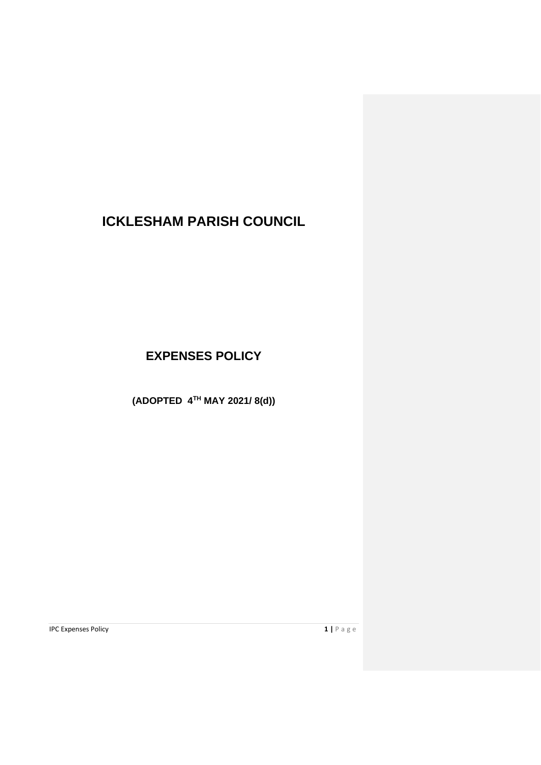# ICKLESHAM PARISH COUNCIL

## EXPENSES POLICY

**(ADOPTED 4TH MAY 2021/ 8(d))**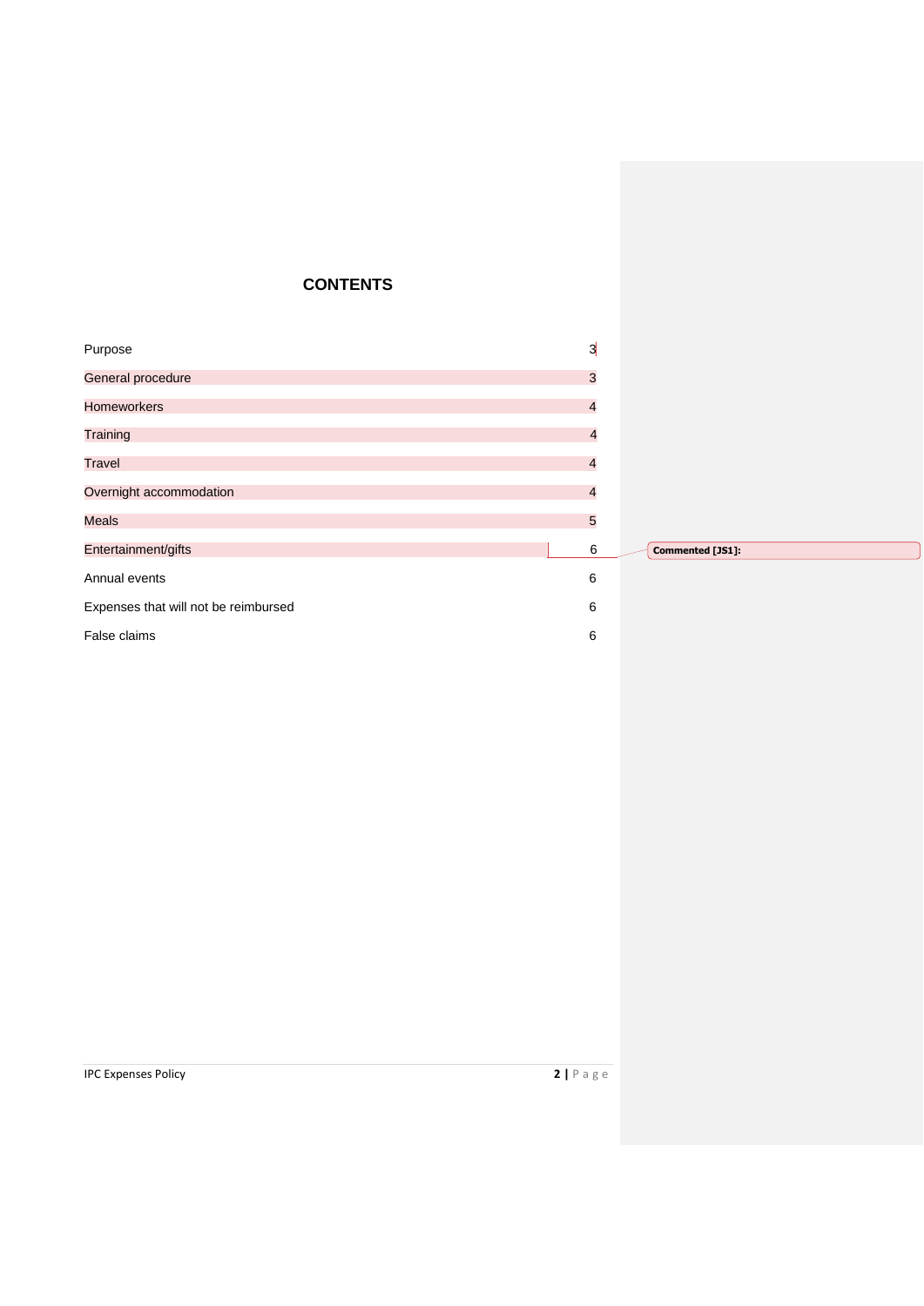# CONTENTS

| | |
|---|---|
| Purpose | 3 |
| General procedure | 3 |
| Homeworkers | 4 |
| Training | 4 |
| Travel | 4 |
| Overnight accommodation | 4 |
| Meals | 5 |
| Entertainment/gifts | 6 |
| Annual events | 6 |
| Expenses that will not be reimbursed | 6 |
| False claims | 6 |

Commented [JS1]: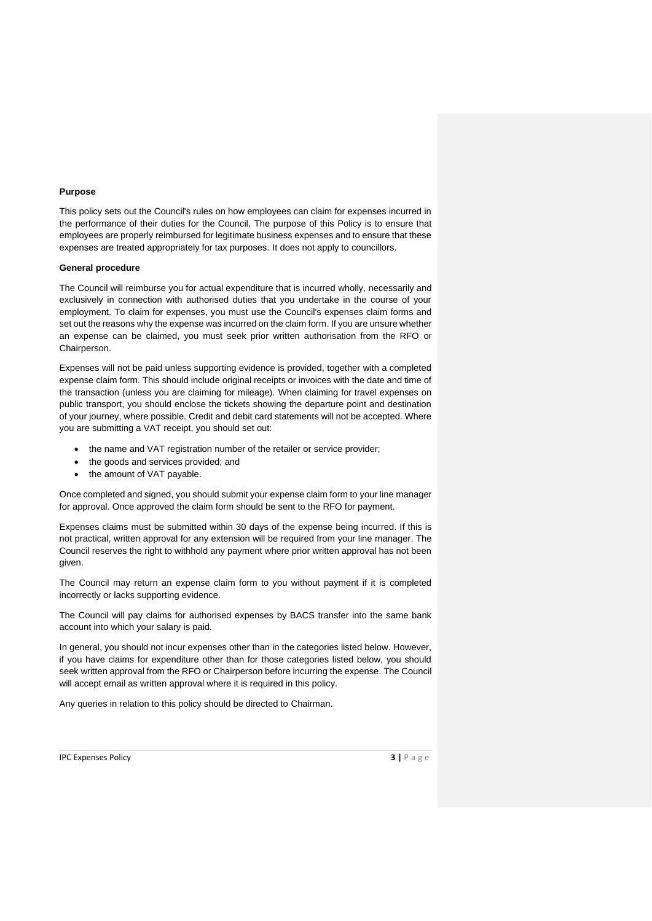**Purpose**

This policy sets out the Council's rules on how employees can claim for expenses incurred in the performance of their duties for the Council. The purpose of this Policy is to ensure that employees are properly reimbursed for legitimate business expenses and to ensure that these expenses are treated appropriately for tax purposes. It does not apply to councillors.

**General procedure**

The Council will reimburse you for actual expenditure that is incurred wholly, necessarily and exclusively in connection with authorised duties that you undertake in the course of your employment. To claim for expenses, you must use the Council's expenses claim forms and set out the reasons why the expense was incurred on the claim form. If you are unsure whether an expense can be claimed, you must seek prior written authorisation from the RFO or Chairperson.

Expenses will not be paid unless supporting evidence is provided, together with a completed expense claim form. This should include original receipts or invoices with the date and time of the transaction (unless you are claiming for mileage). When claiming for travel expenses on public transport, you should enclose the tickets showing the departure point and destination of your journey, where possible. Credit and debit card statements will not be accepted. Where you are submitting a VAT receipt, you should set out:

- the name and VAT registration number of the retailer or service provider;
- the goods and services provided; and
- the amount of VAT payable.

Once completed and signed, you should submit your expense claim form to your line manager for approval. Once approved the claim form should be sent to the RFO for payment.

Expenses claims must be submitted within 30 days of the expense being incurred. If this is not practical, written approval for any extension will be required from your line manager. The Council reserves the right to withhold any payment where prior written approval has not been given.

The Council may return an expense claim form to you without payment if it is completed incorrectly or lacks supporting evidence.

The Council will pay claims for authorised expenses by BACS transfer into the same bank account into which your salary is paid.

In general, you should not incur expenses other than in the categories listed below. However, if you have claims for expenditure other than for those categories listed below, you should seek written approval from the RFO or Chairperson before incurring the expense. The Council will accept email as written approval where it is required in this policy.

Any queries in relation to this policy should be directed to Chairman.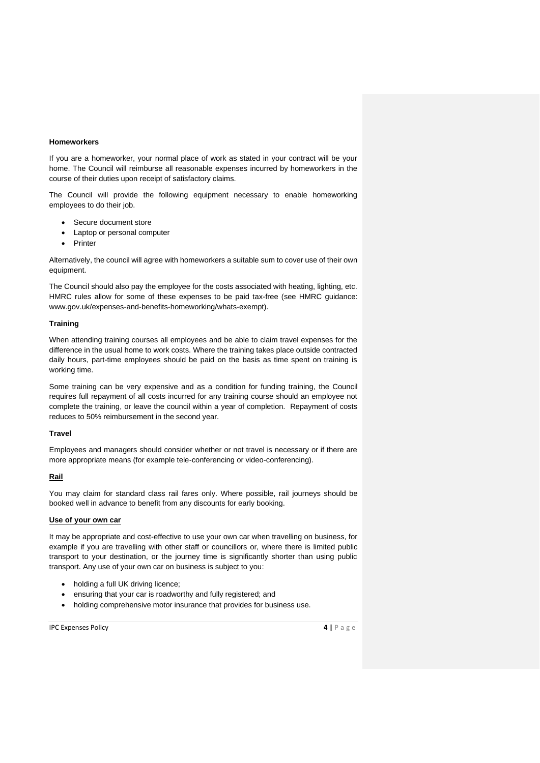**Homeworkers**

If you are a homeworker, your normal place of work as stated in your contract will be your home. The Council will reimburse all reasonable expenses incurred by homeworkers in the course of their duties upon receipt of satisfactory claims.

The Council will provide the following equipment necessary to enable homeworking employees to do their job.

- Secure document store
- Laptop or personal computer
- Printer

Alternatively, the council will agree with homeworkers a suitable sum to cover use of their own equipment.

The Council should also pay the employee for the costs associated with heating, lighting, etc. HMRC rules allow for some of these expenses to be paid tax-free (see HMRC guidance: www.gov.uk/expenses-and-benefits-homeworking/whats-exempt).

**Training**

When attending training courses all employees and be able to claim travel expenses for the difference in the usual home to work costs. Where the training takes place outside contracted daily hours, part-time employees should be paid on the basis as time spent on training is working time.

Some training can be very expensive and as a condition for funding training, the Council requires full repayment of all costs incurred for any training course should an employee not complete the training, or leave the council within a year of completion. Repayment of costs reduces to 50% reimbursement in the second year.

**Travel**

Employees and managers should consider whether or not travel is necessary or if there are more appropriate means (for example tele-conferencing or video-conferencing).

**Rail**

You may claim for standard class rail fares only. Where possible, rail journeys should be booked well in advance to benefit from any discounts for early booking.

**Use of your own car**

It may be appropriate and cost-effective to use your own car when travelling on business, for example if you are travelling with other staff or councillors or, where there is limited public transport to your destination, or the journey time is significantly shorter than using public transport. Any use of your own car on business is subject to you:

- holding a full UK driving licence;
- ensuring that your car is roadworthy and fully registered; and
- holding comprehensive motor insurance that provides for business use.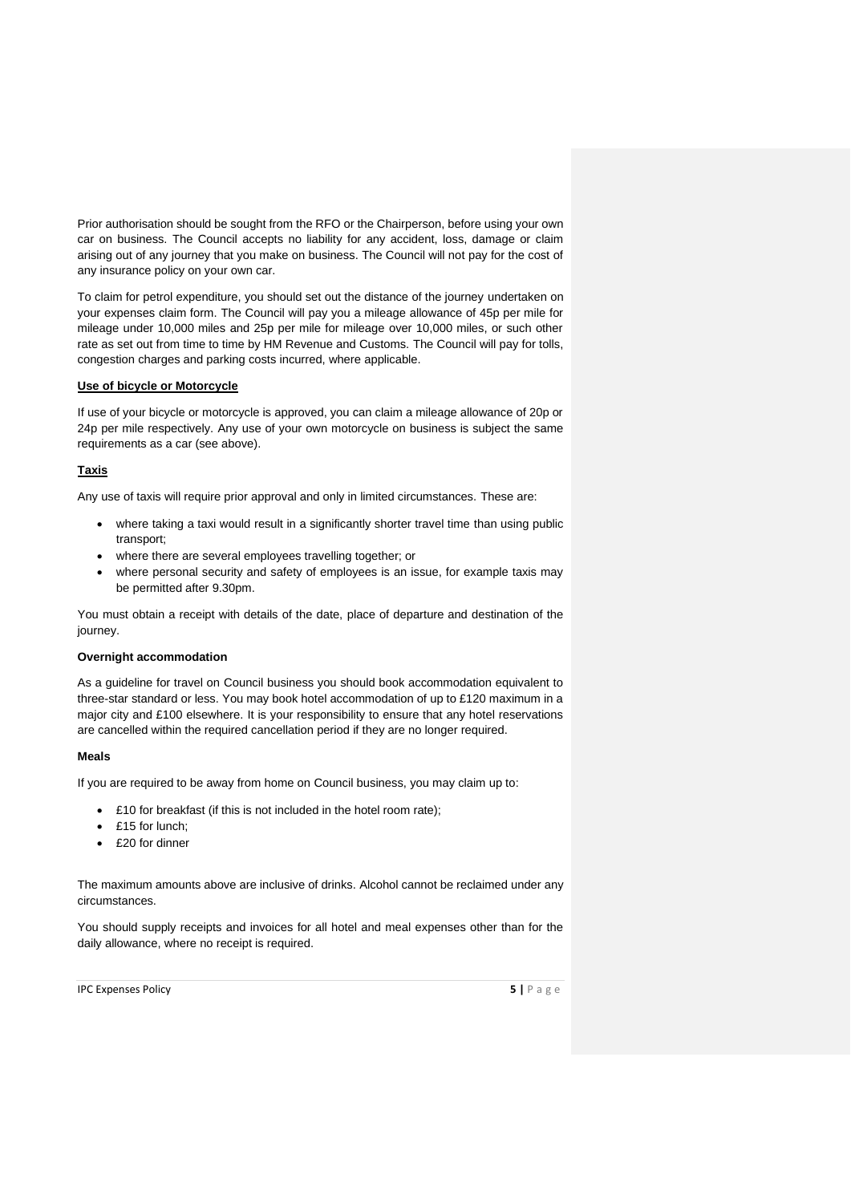Prior authorisation should be sought from the RFO or the Chairperson, before using your own car on business. The Council accepts no liability for any accident, loss, damage or claim arising out of any journey that you make on business. The Council will not pay for the cost of any insurance policy on your own car.

To claim for petrol expenditure, you should set out the distance of the journey undertaken on your expenses claim form. The Council will pay you a mileage allowance of 45p per mile for mileage under 10,000 miles and 25p per mile for mileage over 10,000 miles, or such other rate as set out from time to time by HM Revenue and Customs. The Council will pay for tolls, congestion charges and parking costs incurred, where applicable.

**Use of bicycle or Motorcycle**

If use of your bicycle or motorcycle is approved, you can claim a mileage allowance of 20p or 24p per mile respectively. Any use of your own motorcycle on business is subject the same requirements as a car (see above).

**Taxis**

Any use of taxis will require prior approval and only in limited circumstances. These are:

- where taking a taxi would result in a significantly shorter travel time than using public transport;
- where there are several employees travelling together; or
- where personal security and safety of employees is an issue, for example taxis may be permitted after 9.30pm.

You must obtain a receipt with details of the date, place of departure and destination of the journey.

**Overnight accommodation**

As a guideline for travel on Council business you should book accommodation equivalent to three-star standard or less. You may book hotel accommodation of up to £120 maximum in a major city and £100 elsewhere. It is your responsibility to ensure that any hotel reservations are cancelled within the required cancellation period if they are no longer required.

**Meals**

If you are required to be away from home on Council business, you may claim up to:

- £10 for breakfast (if this is not included in the hotel room rate);
- £15 for lunch;
- £20 for dinner

The maximum amounts above are inclusive of drinks. Alcohol cannot be reclaimed under any circumstances.

You should supply receipts and invoices for all hotel and meal expenses other than for the daily allowance, where no receipt is required.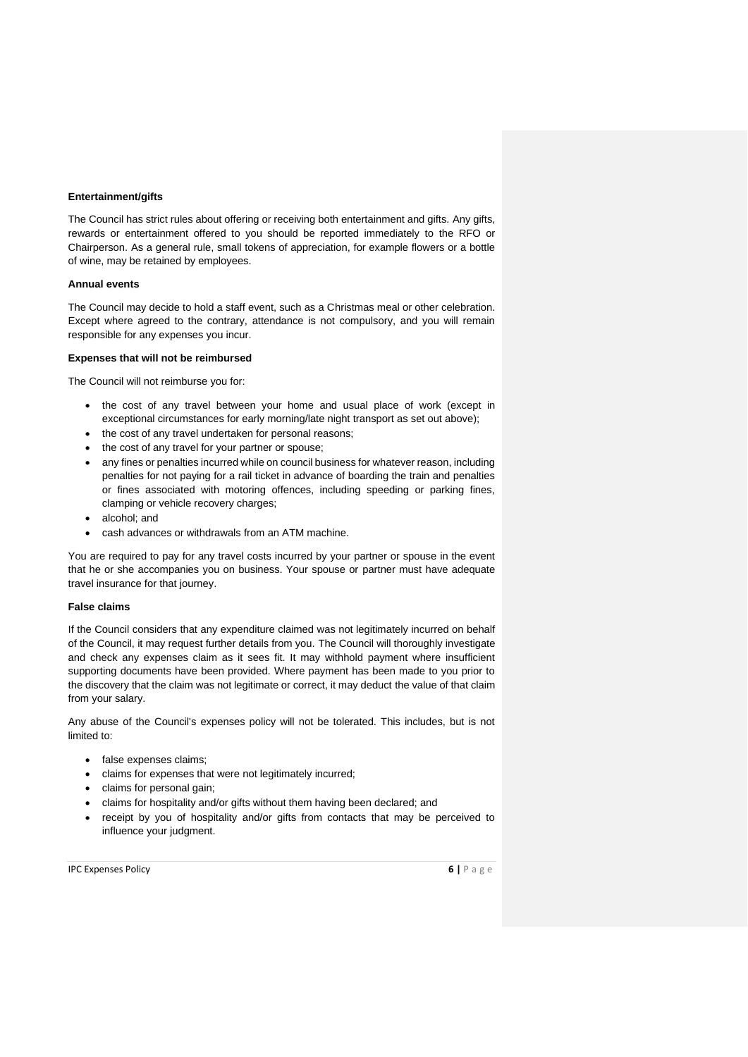**Entertainment/gifts**

The Council has strict rules about offering or receiving both entertainment and gifts. Any gifts, rewards or entertainment offered to you should be reported immediately to the RFO or Chairperson. As a general rule, small tokens of appreciation, for example flowers or a bottle of wine, may be retained by employees.

**Annual events**

The Council may decide to hold a staff event, such as a Christmas meal or other celebration. Except where agreed to the contrary, attendance is not compulsory, and you will remain responsible for any expenses you incur.

**Expenses that will not be reimbursed**

The Council will not reimburse you for:

- the cost of any travel between your home and usual place of work (except in exceptional circumstances for early morning/late night transport as set out above);
- the cost of any travel undertaken for personal reasons;
- the cost of any travel for your partner or spouse;
- any fines or penalties incurred while on council business for whatever reason, including penalties for not paying for a rail ticket in advance of boarding the train and penalties or fines associated with motoring offences, including speeding or parking fines, clamping or vehicle recovery charges;
- alcohol; and
- cash advances or withdrawals from an ATM machine.

You are required to pay for any travel costs incurred by your partner or spouse in the event that he or she accompanies you on business. Your spouse or partner must have adequate travel insurance for that journey.

**False claims**

If the Council considers that any expenditure claimed was not legitimately incurred on behalf of the Council, it may request further details from you. The Council will thoroughly investigate and check any expenses claim as it sees fit. It may withhold payment where insufficient supporting documents have been provided. Where payment has been made to you prior to the discovery that the claim was not legitimate or correct, it may deduct the value of that claim from your salary.

Any abuse of the Council's expenses policy will not be tolerated. This includes, but is not limited to:

- false expenses claims;
- claims for expenses that were not legitimately incurred;
- claims for personal gain;
- claims for hospitality and/or gifts without them having been declared; and
- receipt by you of hospitality and/or gifts from contacts that may be perceived to influence your judgment.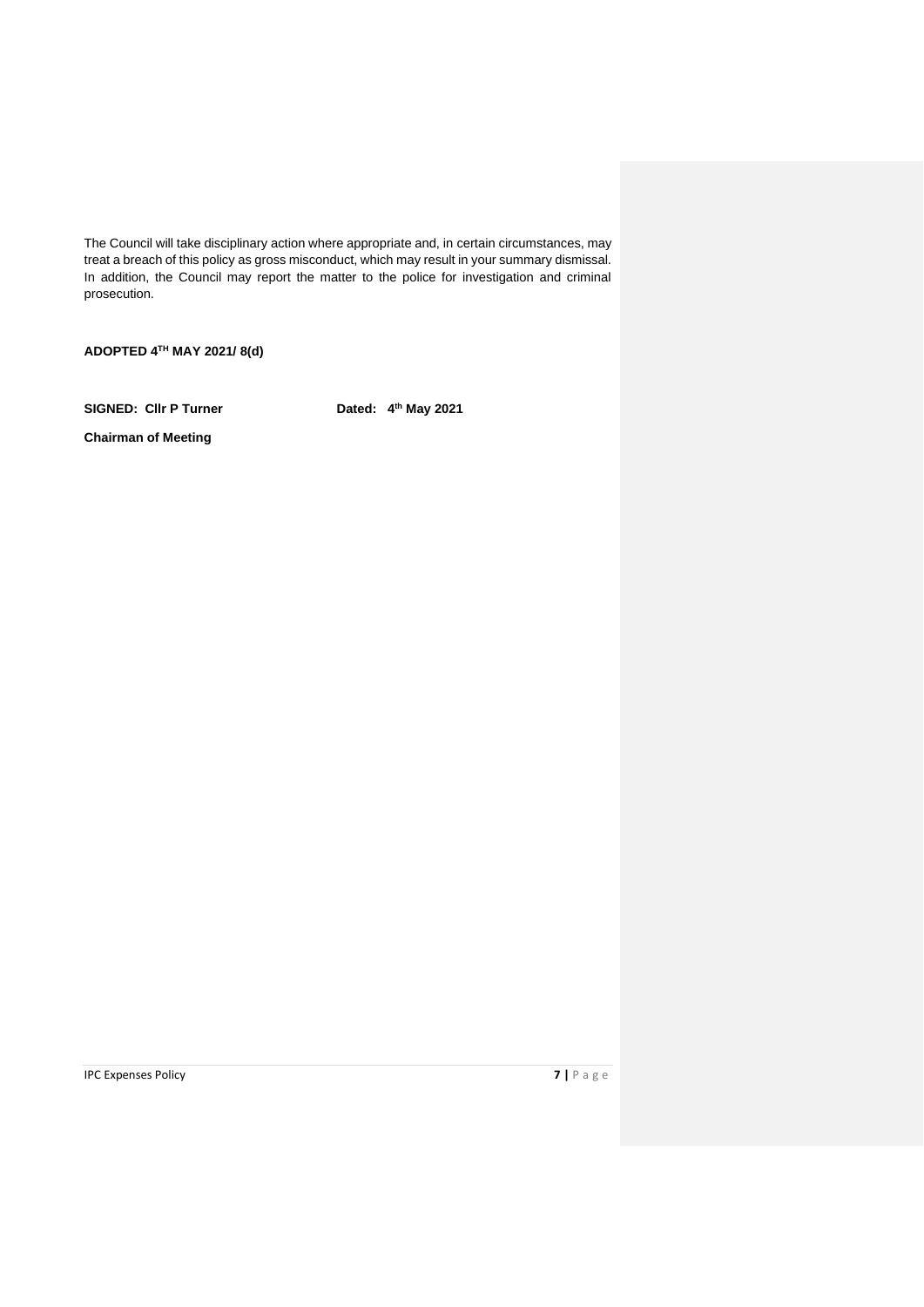The Council will take disciplinary action where appropriate and, in certain circumstances, may treat a breach of this policy as gross misconduct, which may result in your summary dismissal. In addition, the Council may report the matter to the police for investigation and criminal prosecution.

**ADOPTED 4TH MAY 2021/ 8(d)**

**SIGNED: Cllr P Turner** **Dated: 4th May 2021**

**Chairman of Meeting**